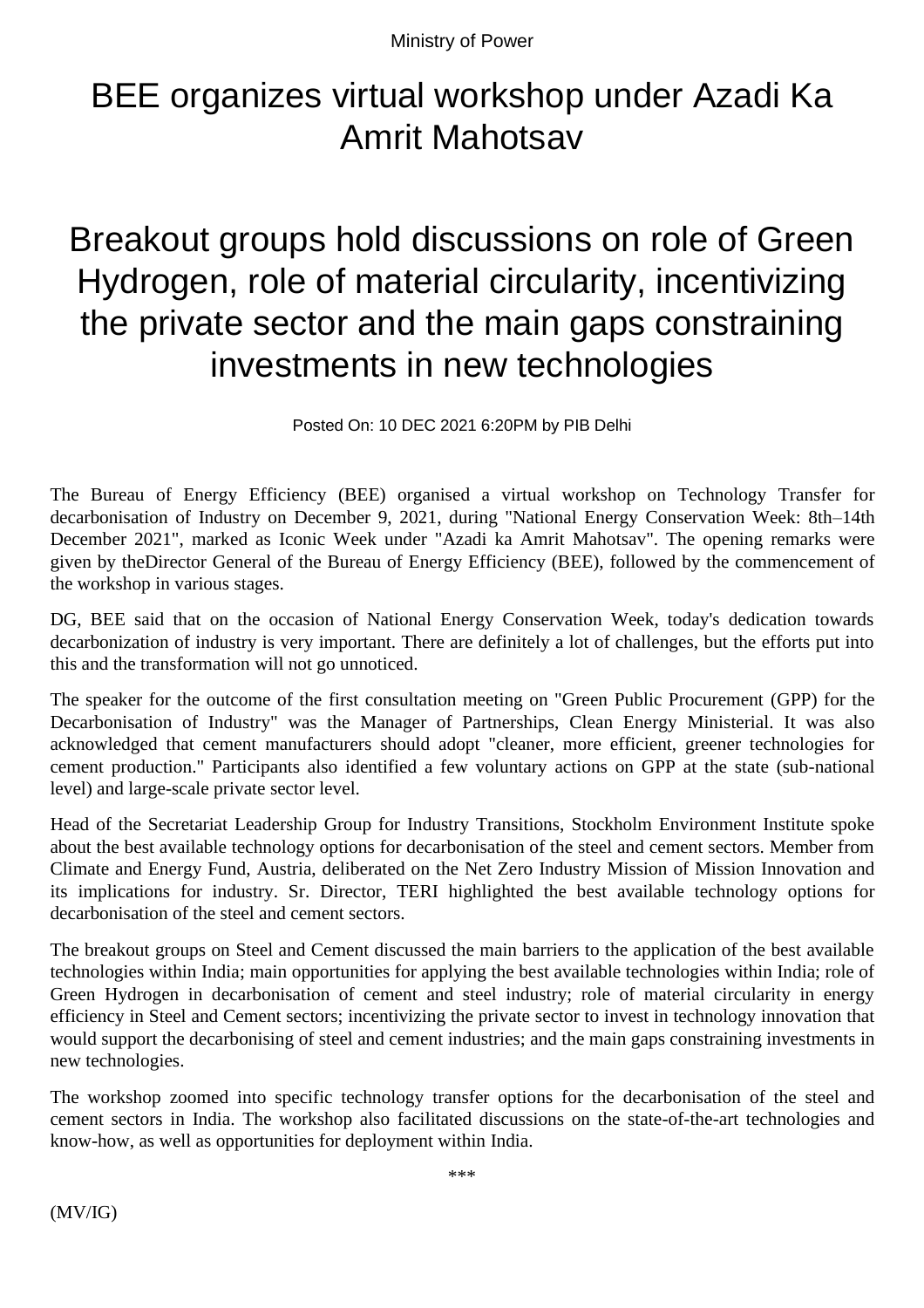Ministry of Power

# BEE organizes virtual workshop under Azadi Ka Amrit Mahotsav

# Breakout groups hold discussions on role of Green Hydrogen, role of material circularity, incentivizing the private sector and the main gaps constraining investments in new technologies

Posted On: 10 DEC 2021 6:20PM by PIB Delhi

The Bureau of Energy Efficiency (BEE) organised a virtual workshop on Technology Transfer for decarbonisation of Industry on December 9, 2021, during "National Energy Conservation Week: 8th–14th December 2021", marked as Iconic Week under "Azadi ka Amrit Mahotsav". The opening remarks were given by theDirector General of the Bureau of Energy Efficiency (BEE), followed by the commencement of the workshop in various stages.

DG, BEE said that on the occasion of National Energy Conservation Week, today's dedication towards decarbonization of industry is very important. There are definitely a lot of challenges, but the efforts put into this and the transformation will not go unnoticed.

The speaker for the outcome of the first consultation meeting on "Green Public Procurement (GPP) for the Decarbonisation of Industry" was the Manager of Partnerships, Clean Energy Ministerial. It was also acknowledged that cement manufacturers should adopt "cleaner, more efficient, greener technologies for cement production." Participants also identified a few voluntary actions on GPP at the state (sub-national level) and large-scale private sector level.

Head of the Secretariat Leadership Group for Industry Transitions, Stockholm Environment Institute spoke about the best available technology options for decarbonisation of the steel and cement sectors. Member from Climate and Energy Fund, Austria, deliberated on the Net Zero Industry Mission of Mission Innovation and its implications for industry. Sr. Director, TERI highlighted the best available technology options for decarbonisation of the steel and cement sectors.

The breakout groups on Steel and Cement discussed the main barriers to the application of the best available technologies within India; main opportunities for applying the best available technologies within India; role of Green Hydrogen in decarbonisation of cement and steel industry; role of material circularity in energy efficiency in Steel and Cement sectors; incentivizing the private sector to invest in technology innovation that would support the decarbonising of steel and cement industries; and the main gaps constraining investments in new technologies.

The workshop zoomed into specific technology transfer options for the decarbonisation of the steel and cement sectors in India. The workshop also facilitated discussions on the state-of-the-art technologies and know-how, as well as opportunities for deployment within India.

\*\*\*

(MV/IG)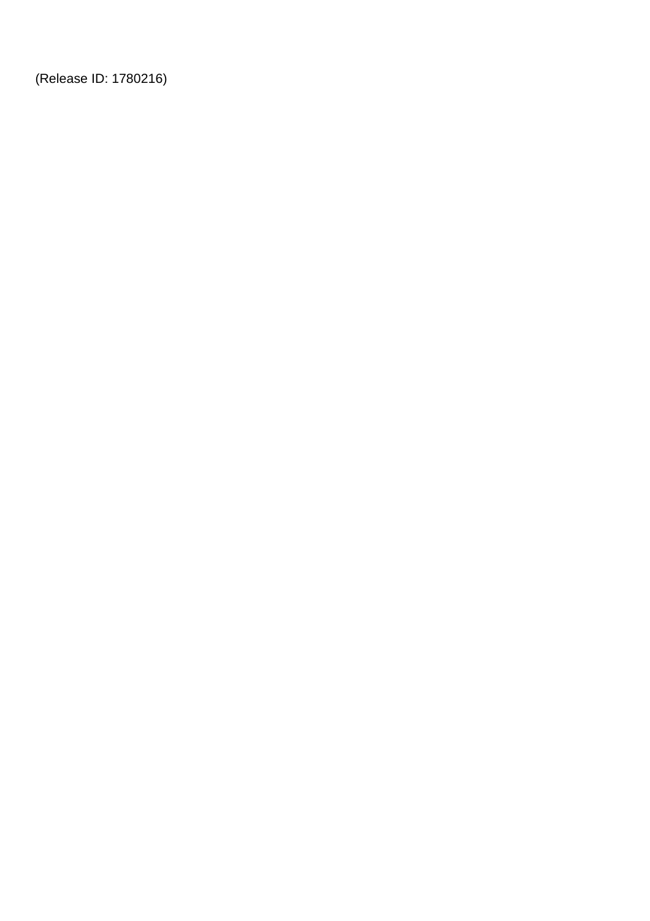(Release ID: 1780216)